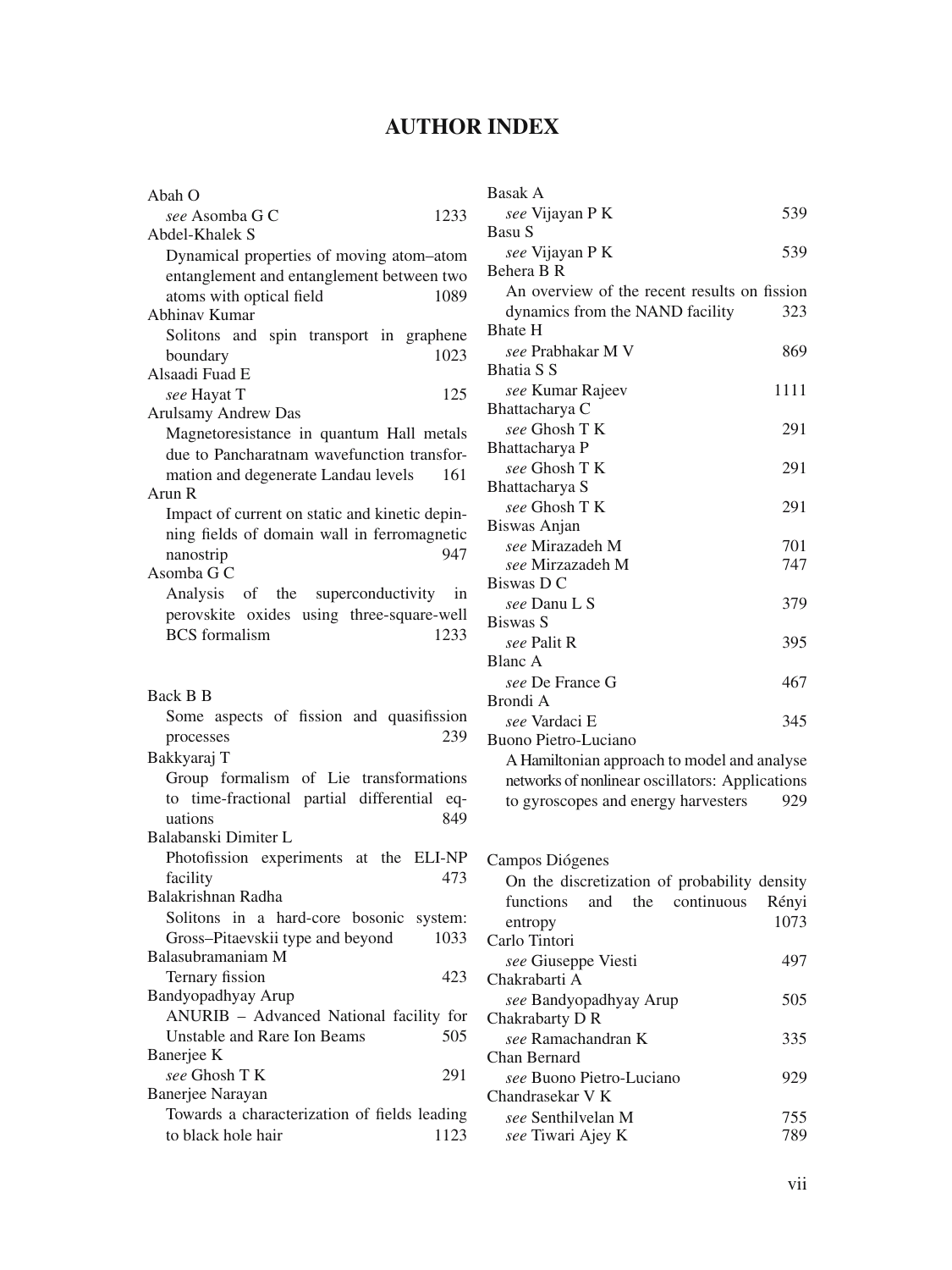# AUTHOR INDEX

Abah O
*see* Asomba G C 1233

Abdel-Khalek S
Dynamical properties of moving atom–atom entanglement and entanglement between two atoms with optical field 1089

Abhinav Kumar
Solitons and spin transport in graphene boundary 1023

Alsaadi Fuad E
*see* Hayat T 125

Arulsamy Andrew Das
Magnetoresistance in quantum Hall metals due to Pancharatnam wavefunction transformation and degenerate Landau levels 161

Arun R
Impact of current on static and kinetic depinning fields of domain wall in ferromagnetic nanostrip 947

Asomba G C
Analysis of the superconductivity in perovskite oxides using three-square-well BCS formalism 1233

Back B B
Some aspects of fission and quasifission processes 239

Bakkyaraj T
Group formalism of Lie transformations to time-fractional partial differential equations 849

Balabanski Dimiter L
Photofission experiments at the ELI-NP facility 473

Balakrishnan Radha
Solitons in a hard-core bosonic system: Gross–Pitaevskii type and beyond 1033

Balasubramaniam M
Ternary fission 423

Bandyopadhyay Arup
ANURIB – Advanced National facility for Unstable and Rare Ion Beams 505

Banerjee K
*see* Ghosh T K 291

Banerjee Narayan
Towards a characterization of fields leading to black hole hair 1123

Basak A
*see* Vijayan P K 539

Basu S
*see* Vijayan P K 539

Behera B R
An overview of the recent results on fission dynamics from the NAND facility 323

Bhate H
*see* Prabhakar M V 869

Bhatia S S
*see* Kumar Rajeev 1111

Bhattacharya C
*see* Ghosh T K 291

Bhattacharya P
*see* Ghosh T K 291

Bhattacharya S
*see* Ghosh T K 291

Biswas Anjan
*see* Mirazadeh M 701
*see* Mirzazadeh M 747

Biswas D C
*see* Danu L S 379

Biswas S
*see* Palit R 395

Blanc A
*see* De France G 467

Brondi A
*see* Vardaci E 345

Buono Pietro-Luciano
A Hamiltonian approach to model and analyse networks of nonlinear oscillators: Applications to gyroscopes and energy harvesters 929

Campos Diógenes
On the discretization of probability density functions and the continuous Rényi entropy 1073

Carlo Tintori
*see* Giuseppe Viesti 497

Chakrabarti A
*see* Bandyopadhyay Arup 505

Chakrabarty D R
*see* Ramachandran K 335

Chan Bernard
*see* Buono Pietro-Luciano 929

Chandrasekar V K
*see* Senthilvelan M 755
*see* Tiwari Ajey K 789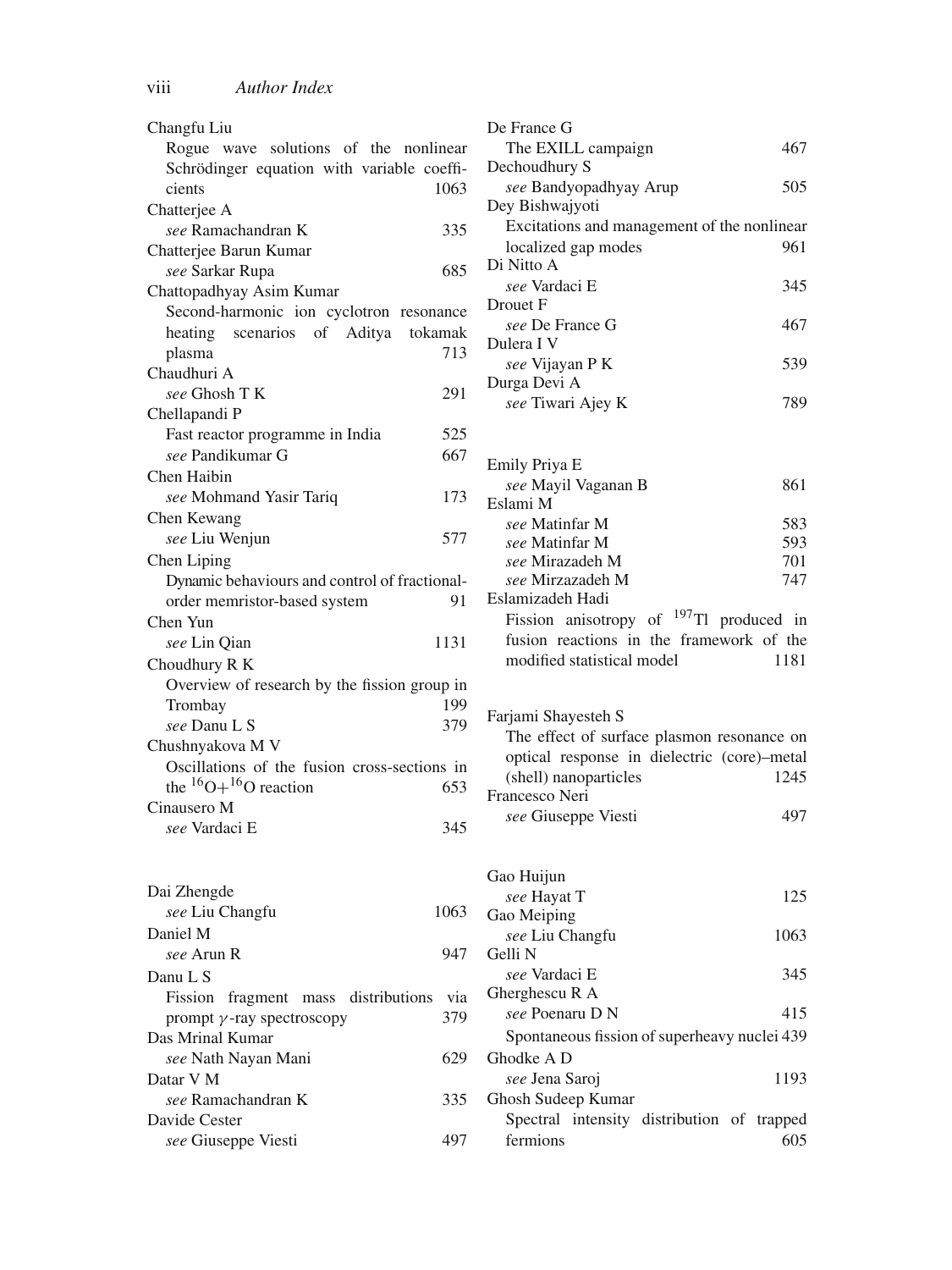Changfu Liu
  Rogue wave solutions of the nonlinear Schrödinger equation with variable coefficients 1063

Chatterjee A
  *see* Ramachandran K 335

Chatterjee Barun Kumar
  *see* Sarkar Rupa 685

Chattopadhyay Asim Kumar
  Second-harmonic ion cyclotron resonance heating scenarios of Aditya tokamak plasma 713

Chaudhuri A
  *see* Ghosh T K 291

Chellapandi P
  Fast reactor programme in India 525
  *see* Pandikumar G 667

Chen Haibin
  *see* Mohmand Yasir Tariq 173

Chen Kewang
  *see* Liu Wenjun 577

Chen Liping
  Dynamic behaviours and control of fractional-order memristor-based system 91

Chen Yun
  *see* Lin Qian 1131

Choudhury R K
  Overview of research by the fission group in Trombay 199
  *see* Danu L S 379

Chushnyakova M V
  Oscillations of the fusion cross-sections in the $^{16}O+^{16}O$ reaction 653

Cinausero M
  *see* Vardaci E 345

Dai Zhengde
  *see* Liu Changfu 1063

Daniel M
  *see* Arun R 947

Danu L S
  Fission fragment mass distributions via prompt $\gamma$-ray spectroscopy 379

Das Mrinal Kumar
  *see* Nath Nayan Mani 629

Datar V M
  *see* Ramachandran K 335

Davide Cester
  *see* Giuseppe Viesti 497

De France G
  The EXILL campaign 467

Dechoudhury S
  *see* Bandyopadhyay Arup 505

Dey Bishwajyoti
  Excitations and management of the nonlinear localized gap modes 961

Di Nitto A
  *see* Vardaci E 345

Drouet F
  *see* De France G 467

Dulera I V
  *see* Vijayan P K 539

Durga Devi A
  *see* Tiwari Ajey K 789

Emily Priya E
  *see* Mayil Vaganan B 861

Eslami M
  *see* Matinfar M 583
  *see* Matinfar M 593
  *see* Mirazadeh M 701
  *see* Mirzazadeh M 747

Eslamizadeh Hadi
  Fission anisotropy of $^{197}$Tl produced in fusion reactions in the framework of the modified statistical model 1181

Farjami Shayesteh S
  The effect of surface plasmon resonance on optical response in dielectric (core)–metal (shell) nanoparticles 1245

Francesco Neri
  *see* Giuseppe Viesti 497

Gao Huijun
  *see* Hayat T 125

Gao Meiping
  *see* Liu Changfu 1063

Gelli N
  *see* Vardaci E 345

Gherghescu R A
  *see* Poenaru D N 415
  Spontaneous fission of superheavy nuclei 439

Ghodke A D
  *see* Jena Saroj 1193

Ghosh Sudeep Kumar
  Spectral intensity distribution of trapped fermions 605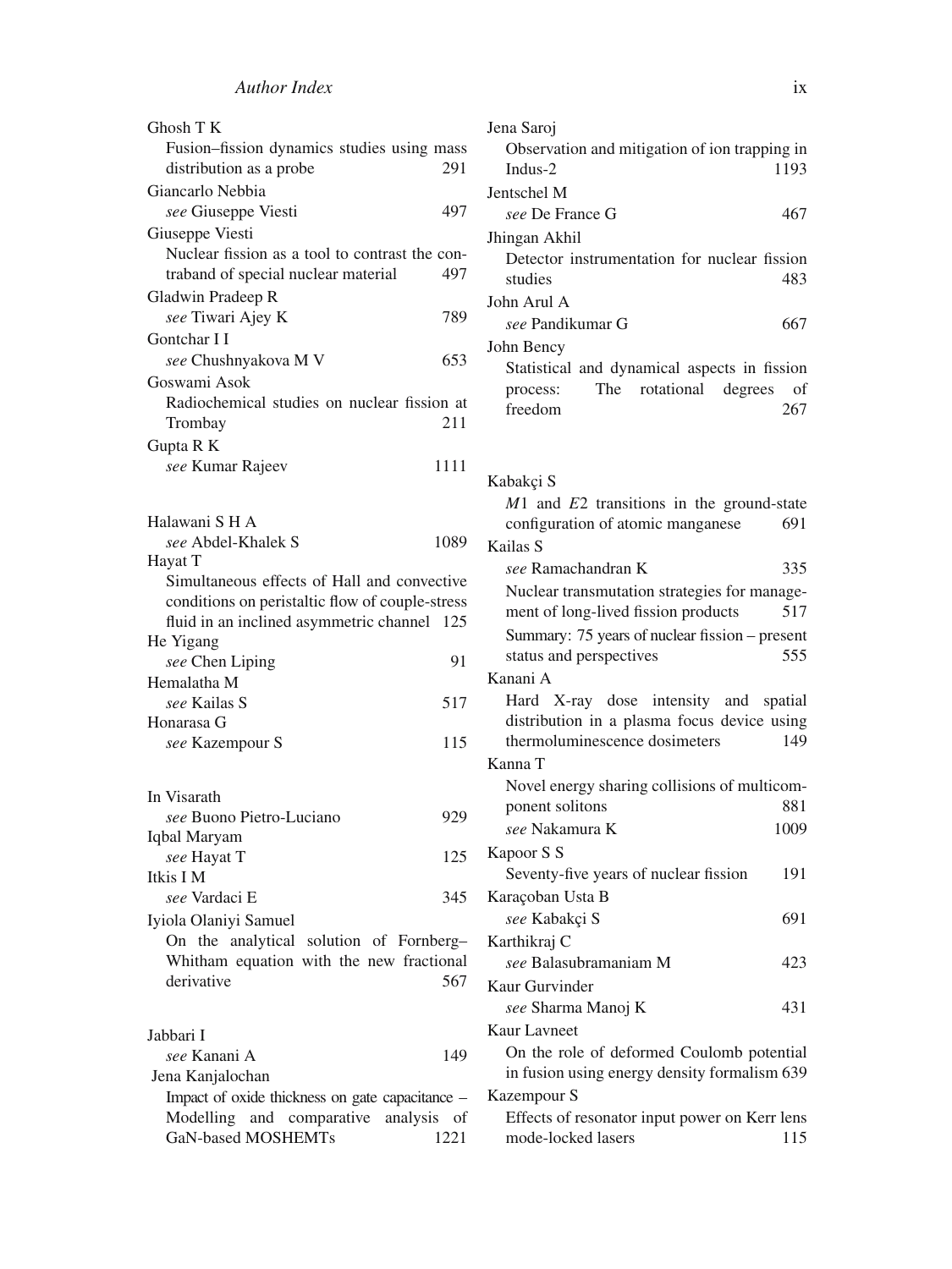Ghosh T K
Fusion–fission dynamics studies using mass distribution as a probe 291

Giancarlo Nebbia
*see* Giuseppe Viesti 497

Giuseppe Viesti
Nuclear fission as a tool to contrast the contraband of special nuclear material 497

Gladwin Pradeep R
*see* Tiwari Ajey K 789

Gontchar I I
*see* Chushnyakova M V 653

Goswami Asok
Radiochemical studies on nuclear fission at Trombay 211

Gupta R K
*see* Kumar Rajeev 1111

Halawani S H A
*see* Abdel-Khalek S 1089

Hayat T
Simultaneous effects of Hall and convective conditions on peristaltic flow of couple-stress fluid in an inclined asymmetric channel 125

He Yigang
*see* Chen Liping 91

Hemalatha M
*see* Kailas S 517

Honarasa G
*see* Kazempour S 115

In Visarath
*see* Buono Pietro-Luciano 929

Iqbal Maryam
*see* Hayat T 125

Itkis I M
*see* Vardaci E 345

Iyiola Olaniyi Samuel
On the analytical solution of Fornberg–Whitham equation with the new fractional derivative 567

Jabbari I
*see* Kanani A 149

Jena Kanjalochan
Impact of oxide thickness on gate capacitance – Modelling and comparative analysis of GaN-based MOSHEMTs 1221

Jena Saroj
Observation and mitigation of ion trapping in Indus-2 1193

Jentschel M
*see* De France G 467

Jhingan Akhil
Detector instrumentation for nuclear fission studies 483

John Arul A
*see* Pandikumar G 667

John Bency
Statistical and dynamical aspects in fission process: The rotational degrees of freedom 267

Kabakçi S
$M1$ and $E2$ transitions in the ground-state configuration of atomic manganese 691

Kailas S
*see* Ramachandran K 335
Nuclear transmutation strategies for management of long-lived fission products 517
Summary: 75 years of nuclear fission – present status and perspectives 555

Kanani A
Hard X-ray dose intensity and spatial distribution in a plasma focus device using thermoluminescence dosimeters 149

Kanna T
Novel energy sharing collisions of multicomponent solitons 881
*see* Nakamura K 1009

Kapoor S S
Seventy-five years of nuclear fission 191

Karaçoban Usta B
*see* Kabakçi S 691

Karthikraj C
*see* Balasubramaniam M 423

Kaur Gurvinder
*see* Sharma Manoj K 431

Kaur Lavneet
On the role of deformed Coulomb potential in fusion using energy density formalism 639

Kazempour S
Effects of resonator input power on Kerr lens mode-locked lasers 115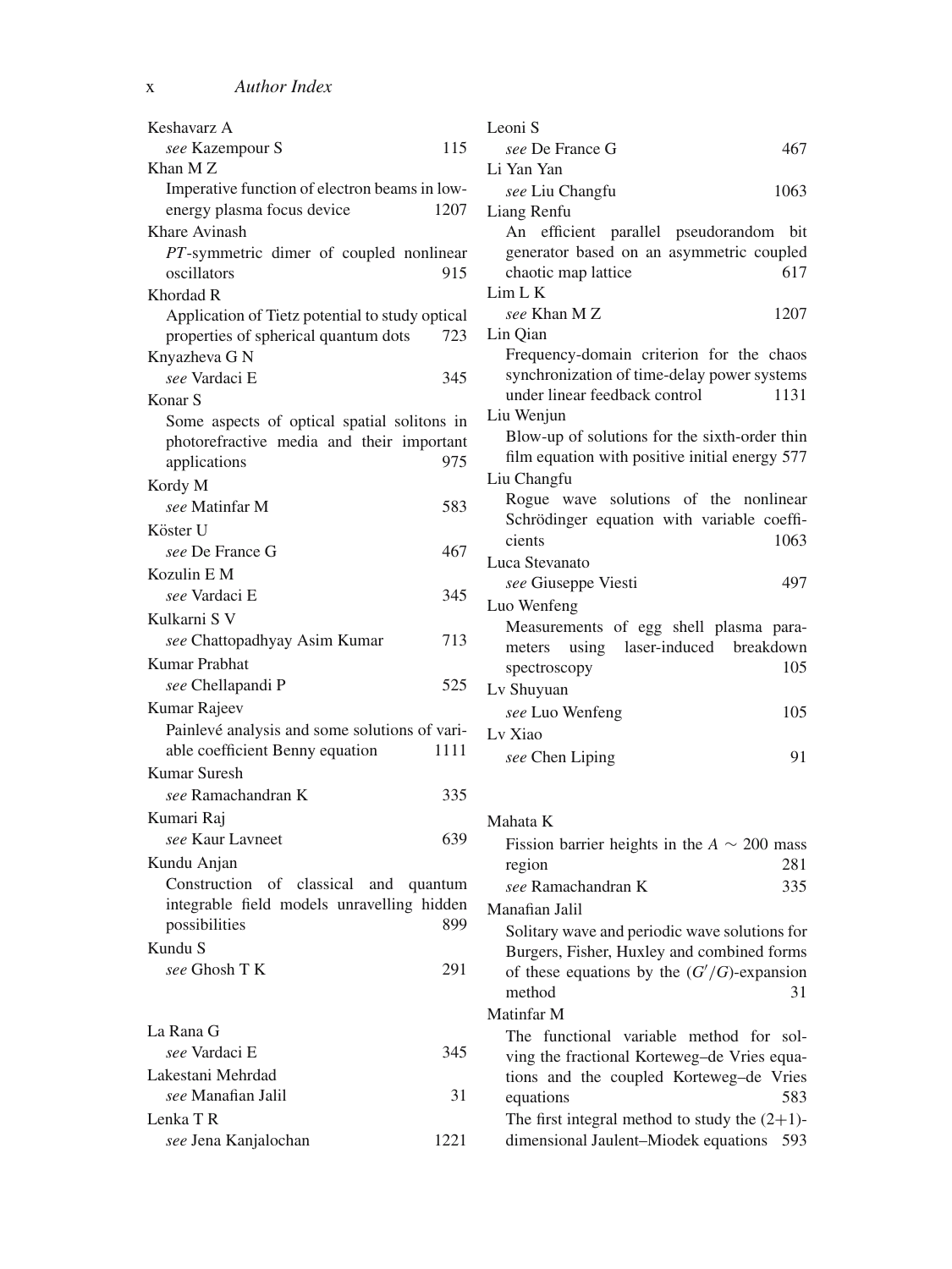Keshavarz A
*see* Kazempour S 115

Khan M Z
Imperative function of electron beams in low-energy plasma focus device 1207

Khare Avinash
*PT*-symmetric dimer of coupled nonlinear oscillators 915

Khordad R
Application of Tietz potential to study optical properties of spherical quantum dots 723

Knyazheva G N
*see* Vardaci E 345

Konar S
Some aspects of optical spatial solitons in photorefractive media and their important applications 975

Kordy M
*see* Matinfar M 583

Köster U
*see* De France G 467

Kozulin E M
*see* Vardaci E 345

Kulkarni S V
*see* Chattopadhyay Asim Kumar 713

Kumar Prabhat
*see* Chellapandi P 525

Kumar Rajeev
Painlevé analysis and some solutions of variable coefficient Benny equation 1111

Kumar Suresh
*see* Ramachandran K 335

Kumari Raj
*see* Kaur Lavneet 639

Kundu Anjan
Construction of classical and quantum integrable field models unravelling hidden possibilities 899

Kundu S
*see* Ghosh T K 291

La Rana G
*see* Vardaci E 345

Lakestani Mehrdad
*see* Manafian Jalil 31

Lenka T R
*see* Jena Kanjalochan 1221

Leoni S
*see* De France G 467

Li Yan Yan
*see* Liu Changfu 1063

Liang Renfu
An efficient parallel pseudorandom bit generator based on an asymmetric coupled chaotic map lattice 617

Lim L K
*see* Khan M Z 1207

Lin Qian
Frequency-domain criterion for the chaos synchronization of time-delay power systems under linear feedback control 1131

Liu Wenjun
Blow-up of solutions for the sixth-order thin film equation with positive initial energy 577

Liu Changfu
Rogue wave solutions of the nonlinear Schrödinger equation with variable coefficients 1063

Luca Stevanato
*see* Giuseppe Viesti 497

Luo Wenfeng
Measurements of egg shell plasma parameters using laser-induced breakdown spectroscopy 105

Lv Shuyuan
*see* Luo Wenfeng 105

Lv Xiao
*see* Chen Liping 91

Mahata K
Fission barrier heights in the $A \sim 200$ mass region 281
*see* Ramachandran K 335

Manafian Jalil
Solitary wave and periodic wave solutions for Burgers, Fisher, Huxley and combined forms of these equations by the $(G'/G)$-expansion method 31

Matinfar M
The functional variable method for solving the fractional Korteweg–de Vries equations and the coupled Korteweg–de Vries equations 583
The first integral method to study the (2+1)-dimensional Jaulent–Miodek equations 593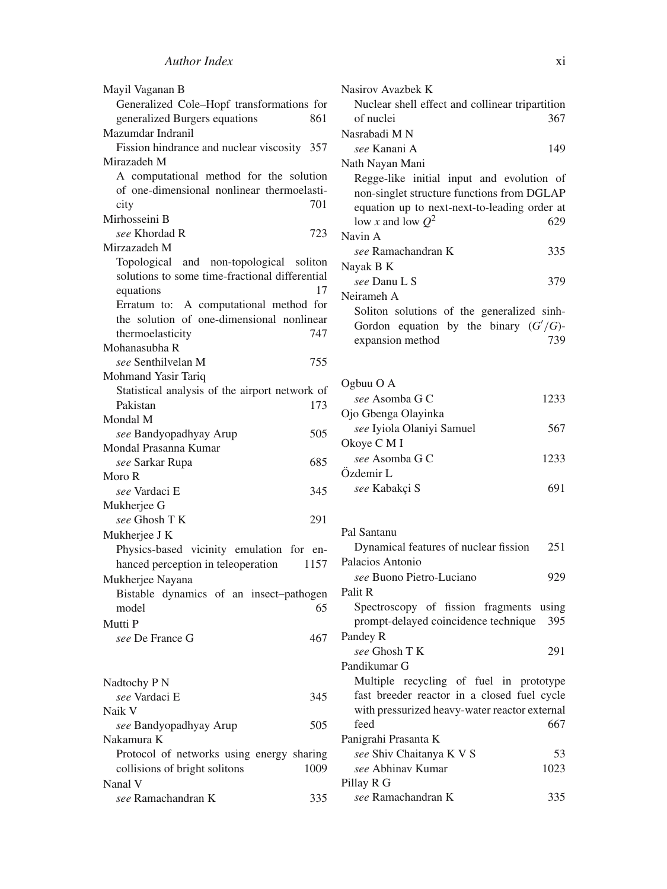Mayil Vaganan B
Generalized Cole–Hopf transformations for generalized Burgers equations 861

Mazumdar Indranil
Fission hindrance and nuclear viscosity 357

Mirazadeh M
A computational method for the solution of one-dimensional nonlinear thermoelasticity 701

Mirhosseini B
*see* Khordad R 723

Mirzazadeh M
Topological and non-topological soliton solutions to some time-fractional differential equations 17
Erratum to: A computational method for the solution of one-dimensional nonlinear thermoelasticity 747

Mohanasubha R
*see* Senthilvelan M 755

Mohmand Yasir Tariq
Statistical analysis of the airport network of Pakistan 173

Mondal M
*see* Bandyopadhyay Arup 505

Mondal Prasanna Kumar
*see* Sarkar Rupa 685

Moro R
*see* Vardaci E 345

Mukherjee G
*see* Ghosh T K 291

Mukherjee J K
Physics-based vicinity emulation for enhanced perception in teleoperation 1157

Mukherjee Nayana
Bistable dynamics of an insect–pathogen model 65

Mutti P
*see* De France G 467

Nadtochy P N
*see* Vardaci E 345

Naik V
*see* Bandyopadhyay Arup 505

Nakamura K
Protocol of networks using energy sharing collisions of bright solitons 1009

Nanal V
*see* Ramachandran K 335

Nasirov Avazbek K
Nuclear shell effect and collinear tripartition of nuclei 367

Nasrabadi M N
*see* Kanani A 149

Nath Nayan Mani
Regge-like initial input and evolution of non-singlet structure functions from DGLAP equation up to next-next-to-leading order at low $x$ and low $Q^2$ 629

Navin A
*see* Ramachandran K 335

Nayak B K
*see* Danu L S 379

Neirameh A
Soliton solutions of the generalized sinh-Gordon equation by the binary $(G'/G)$-expansion method 739

Ogbuu O A
*see* Asomba G C 1233

Ojo Gbenga Olayinka
*see* Iyiola Olaniyi Samuel 567

Okoye C M I
*see* Asomba G C 1233

Özdemir L
*see* Kabakçi S 691

Pal Santanu
Dynamical features of nuclear fission 251

Palacios Antonio
*see* Buono Pietro-Luciano 929

Palit R
Spectroscopy of fission fragments using prompt-delayed coincidence technique 395

Pandey R
*see* Ghosh T K 291

Pandikumar G
Multiple recycling of fuel in prototype fast breeder reactor in a closed fuel cycle with pressurized heavy-water reactor external feed 667

Panigrahi Prasanta K
*see* Shiv Chaitanya K V S 53
*see* Abhinav Kumar 1023

Pillay R G
*see* Ramachandran K 335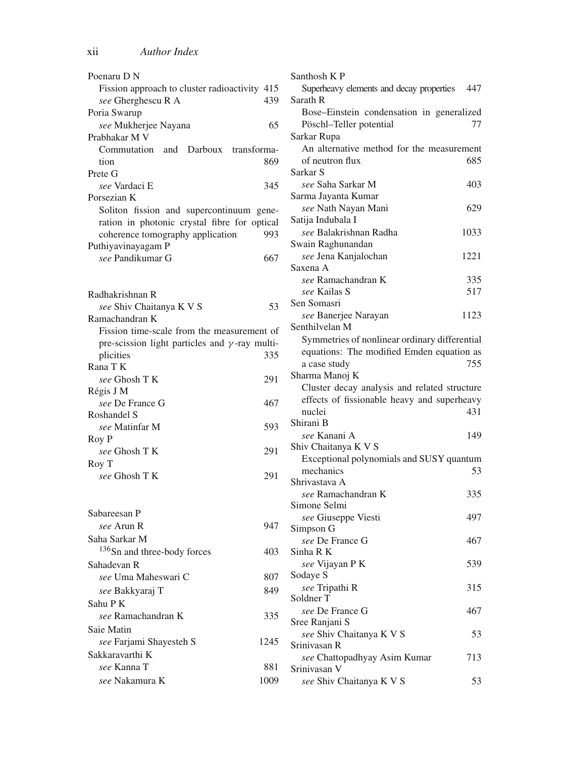Poenaru D N

Fission approach to cluster radioactivity 415

*see* Gherghescu R A 439

Poria Swarup

*see* Mukherjee Nayana 65

Prabhakar M V

Commutation and Darboux transformation 869

Prete G

*see* Vardaci E 345

Porsezian K

Soliton fission and supercontinuum generation in photonic crystal fibre for optical coherence tomography application 993

Puthiyavinayagam P

*see* Pandikumar G 667

Radhakrishnan R

*see* Shiv Chaitanya K V S 53

Ramachandran K

Fission time-scale from the measurement of pre-scission light particles and $\gamma$-ray multiplicities 335

Rana T K

*see* Ghosh T K 291

Régis J M

*see* De France G 467

Roshandel S

*see* Matinfar M 593

Roy P

*see* Ghosh T K 291

Roy T

*see* Ghosh T K 291

Sabareesan P

*see* Arun R 947

Saha Sarkar M

$^{136}$Sn and three-body forces 403

Sahadevan R

*see* Uma Maheswari C 807

*see* Bakkyaraj T 849

Sahu P K

*see* Ramachandran K 335

Saie Matin

*see* Farjami Shayesteh S 1245

Sakkaravarthi K

*see* Kanna T 881

*see* Nakamura K 1009

Santhosh K P

Superheavy elements and decay properties 447

Sarath R

Bose–Einstein condensation in generalized Pöschl–Teller potential 77

Sarkar Rupa

An alternative method for the measurement of neutron flux 685

Sarkar S

*see* Saha Sarkar M 403

Sarma Jayanta Kumar

*see* Nath Nayan Mani 629

Satija Indubala I

*see* Balakrishnan Radha 1033

Swain Raghunandan

*see* Jena Kanjalochan 1221

Saxena A

*see* Ramachandran K 335

*see* Kailas S 517

Sen Somasri

*see* Banerjee Narayan 1123

Senthilvelan M

Symmetries of nonlinear ordinary differential equations: The modified Emden equation as a case study 755

Sharma Manoj K

Cluster decay analysis and related structure effects of fissionable heavy and superheavy nuclei 431

Shirani B

*see* Kanani A 149

Shiv Chaitanya K V S

Exceptional polynomials and SUSY quantum mechanics 53

Shrivastava A

*see* Ramachandran K 335

Simone Selmi

*see* Giuseppe Viesti 497

Simpson G

*see* De France G 467

Sinha R K

*see* Vijayan P K 539

Sodaye S

*see* Tripathi R 315

Soldner T

*see* De France G 467

Sree Ranjani S

*see* Shiv Chaitanya K V S 53

Srinivasan R

*see* Chattopadhyay Asim Kumar 713

Srinivasan V

*see* Shiv Chaitanya K V S 53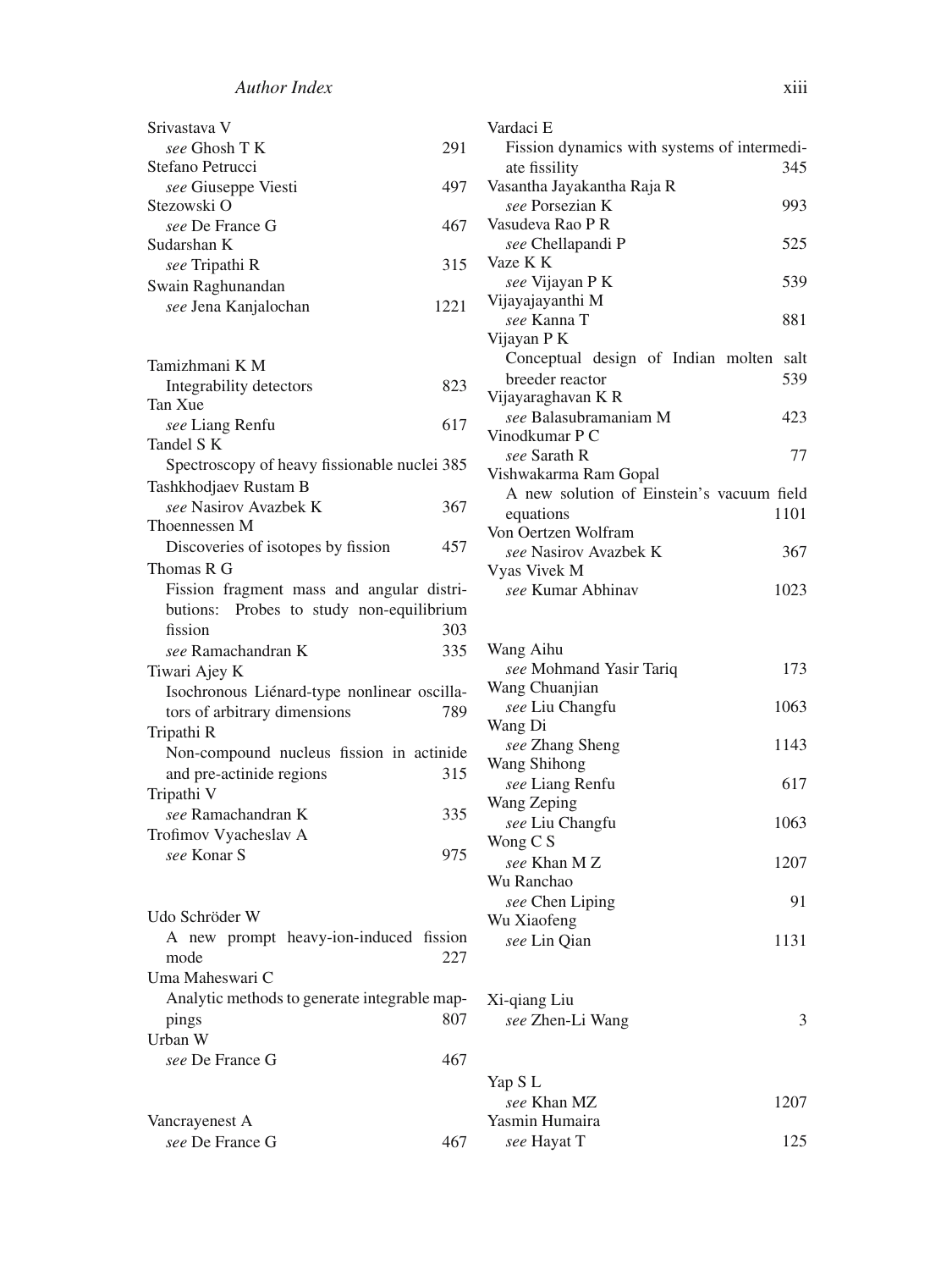Srivastava V
*see* Ghosh T K 291
Stefano Petrucci
*see* Giuseppe Viesti 497
Stezowski O
*see* De France G 467
Sudarshan K
*see* Tripathi R 315
Swain Raghunandan
*see* Jena Kanjalochan 1221

Tamizhmani K M
Integrability detectors 823
Tan Xue
*see* Liang Renfu 617
Tandel S K
Spectroscopy of heavy fissionable nuclei 385
Tashkhodjaev Rustam B
*see* Nasirov Avazbek K 367
Thoennessen M
Discoveries of isotopes by fission 457
Thomas R G
Fission fragment mass and angular distributions: Probes to study non-equilibrium fission 303
*see* Ramachandran K 335
Tiwari Ajey K
Isochronous Liénard-type nonlinear oscillators of arbitrary dimensions 789
Tripathi R
Non-compound nucleus fission in actinide and pre-actinide regions 315
Tripathi V
*see* Ramachandran K 335
Trofimov Vyacheslav A
*see* Konar S 975

Udo Schröder W
A new prompt heavy-ion-induced fission mode 227
Uma Maheswari C
Analytic methods to generate integrable mappings 807
Urban W
*see* De France G 467

Vancrayenest A
*see* De France G 467
Vardaci E
Fission dynamics with systems of intermediate fissility 345
Vasantha Jayakantha Raja R
*see* Porsezian K 993
Vasudeva Rao P R
*see* Chellapandi P 525
Vaze K K
*see* Vijayan P K 539
Vijayajayanthi M
*see* Kanna T 881
Vijayan P K
Conceptual design of Indian molten salt breeder reactor 539
Vijayaraghavan K R
*see* Balasubramaniam M 423
Vinodkumar P C
*see* Sarath R 77
Vishwakarma Ram Gopal
A new solution of Einstein's vacuum field equations 1101
Von Oertzen Wolfram
*see* Nasirov Avazbek K 367
Vyas Vivek M
*see* Kumar Abhinav 1023

Wang Aihu
*see* Mohmand Yasir Tariq 173
Wang Chuanjian
*see* Liu Changfu 1063
Wang Di
*see* Zhang Sheng 1143
Wang Shihong
*see* Liang Renfu 617
Wang Zeping
*see* Liu Changfu 1063
Wong C S
*see* Khan M Z 1207
Wu Ranchao
*see* Chen Liping 91
Wu Xiaofeng
*see* Lin Qian 1131

Xi-qiang Liu
*see* Zhen-Li Wang 3

Yap S L
*see* Khan MZ 1207
Yasmin Humaira
*see* Hayat T 125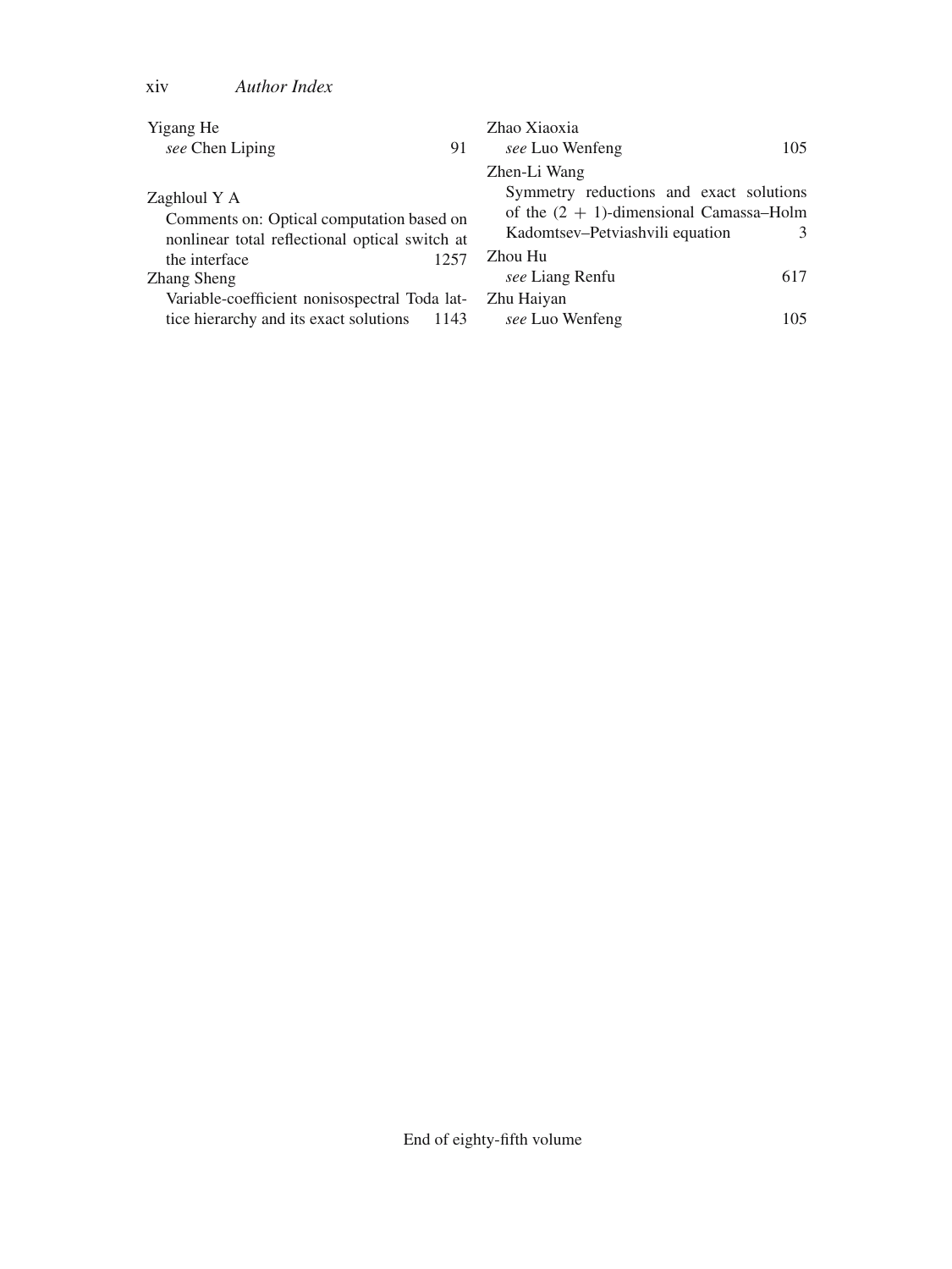Yigang He
*see* Chen Liping 91

Zaghloul Y A
Comments on: Optical computation based on nonlinear total reflectional optical switch at the interface 1257

Zhang Sheng
Variable-coefficient nonisospectral Toda lattice hierarchy and its exact solutions 1143

Zhao Xiaoxia
*see* Luo Wenfeng 105

Zhen-Li Wang
Symmetry reductions and exact solutions of the $(2 + 1)$-dimensional Camassa–Holm Kadomtsev–Petviashvili equation 3

Zhou Hu
*see* Liang Renfu 617

Zhu Haiyan
*see* Luo Wenfeng 105

End of eighty-fifth volume